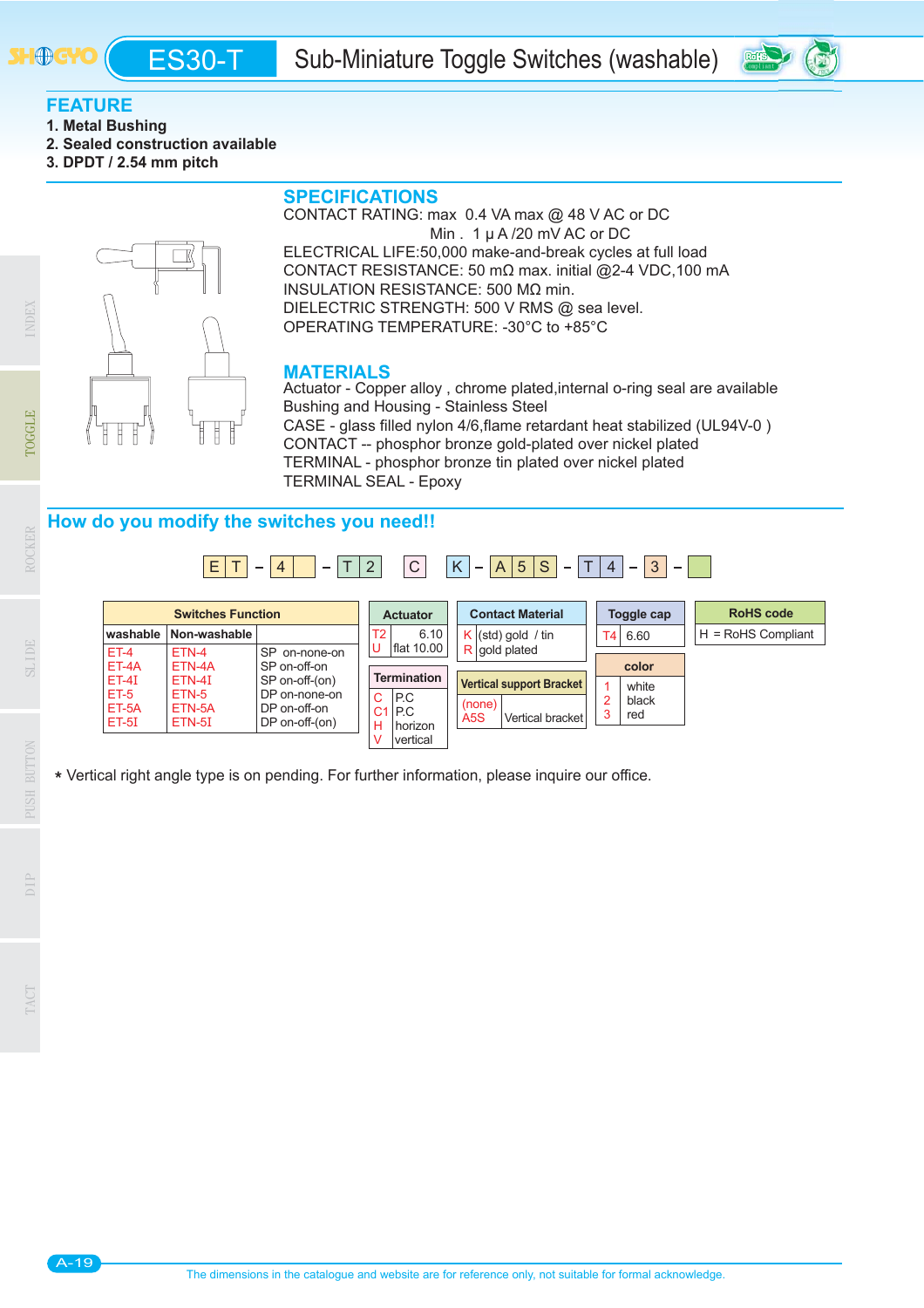# ES30-T Sub-Miniature Toggle Switches (washable)

## FEATURE

1. Metal Bushing
2. Sealed construction available
3. DPDT / 2.54 mm pitch

## SPECIFICATIONS

CONTACT RATING: max 0.4 VA max @ 48 V AC or DC
Min . 1 μ A /20 mV AC or DC
ELECTRICAL LIFE:50,000 make-and-break cycles at full load
CONTACT RESISTANCE: 50 mΩ max. initial @2-4 VDC,100 mA
INSULATION RESISTANCE: 500 MΩ min.
DIELECTRIC STRENGTH: 500 V RMS @ sea level.
OPERATING TEMPERATURE: -30°C to +85°C

## MATERIALS

Actuator - Copper alloy , chrome plated,internal o-ring seal are available
Bushing and Housing - Stainless Steel
CASE - glass filled nylon 4/6,flame retardant heat stabilized (UL94V-0 )
CONTACT -- phosphor bronze gold-plated over nickel plated
TERMINAL - phosphor bronze tin plated over nickel plated
TERMINAL SEAL - Epoxy

## How do you modify the switches you need!!

E T – 4 – T 2 C K – A 5 S – T 4 – 3 –

**Switches Function**

| washable | Non-washable | |
|---|---|---|
| ET-4 | ETN-4 | SP on-none-on |
| ET-4A | ETN-4A | SP on-off-on |
| ET-4I | ETN-4I | SP on-off-(on) |
| ET-5 | ETN-5 | DP on-none-on |
| ET-5A | ETN-5A | DP on-off-on |
| ET-5I | ETN-5I | DP on-off-(on) |

**Actuator**

| | |
|---|---|
| T2 | 6.10 |
| U | flat 10.00 |

**Termination**

| | |
|---|---|
| C | P.C |
| C1 | P.C |
| H | horizon |
| V | vertical |

**Contact Material**

| | |
|---|---|
| K | (std) gold / tin |
| R | gold plated |

**Vertical support Bracket**

| | |
|---|---|
| (none) | |
| A5S | Vertical bracket |

**Toggle cap**

| | |
|---|---|
| T4 | 6.60 |

**color**

| | |
|---|---|
| 1 | white |
| 2 | black |
| 3 | red |

**RoHS code**

| |
|---|
| H = RoHS Compliant |

* Vertical right angle type is on pending. For further information, please inquire our office.

The dimensions in the catalogue and website are for reference only, not suitable for formal acknowledgement.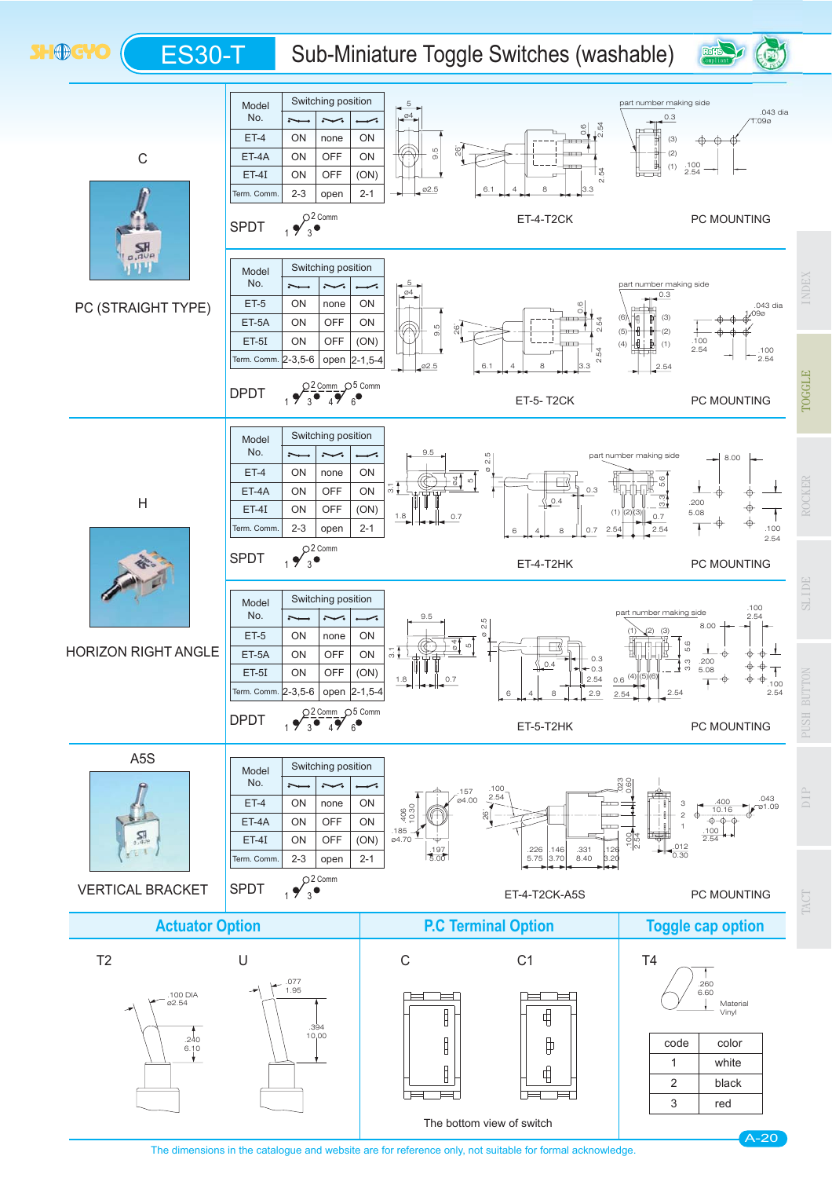# ES30-T Sub-Miniature Toggle Switches (washable)

## C

PC (STRAIGHT TYPE)

| Model No. | Switching position | | |
|---|---|---|---|
| ET-4 | ON | none | ON |
| ET-4A | ON | OFF | ON |
| ET-4I | ON | OFF | (ON) |
| Term. Comm. | 2-3 | open | 2-1 |

SPDT

ET-4-T2CK

PC MOUNTING

| Model No. | Switching position | | |
|---|---|---|---|
| ET-5 | ON | none | ON |
| ET-5A | ON | OFF | ON |
| ET-5I | ON | OFF | (ON) |
| Term. Comm. | 2-3,5-6 | open | 2-1,5-4 |

DPDT

ET-5- T2CK

PC MOUNTING

## H

HORIZON RIGHT ANGLE

| Model No. | Switching position | | |
|---|---|---|---|
| ET-4 | ON | none | ON |
| ET-4A | ON | OFF | ON |
| ET-4I | ON | OFF | (ON) |
| Term. Comm. | 2-3 | open | 2-1 |

SPDT

ET-4-T2HK

PC MOUNTING

| Model No. | Switching position | | |
|---|---|---|---|
| ET-5 | ON | none | ON |
| ET-5A | ON | OFF | ON |
| ET-5I | ON | OFF | (ON) |
| Term. Comm. | 2-3,5-6 | open | 2-1,5-4 |

DPDT

ET-5-T2HK

PC MOUNTING

## A5S

VERTICAL BRACKET

| Model No. | Switching position | | |
|---|---|---|---|
| ET-4 | ON | none | ON |
| ET-4A | ON | OFF | ON |
| ET-4I | ON | OFF | (ON) |
| Term. Comm. | 2-3 | open | 2-1 |

SPDT

ET-4-T2CK-A5S

PC MOUNTING

## Actuator Option

T2

U

## P.C Terminal Option

C

C1

The bottom view of switch

## Toggle cap option

T4

Material Vinyl

| code | color |
|---|---|
| 1 | white |
| 2 | black |
| 3 | red |

The dimensions in the catalogue and website are for reference only, not suitable for formal acknowledgement.